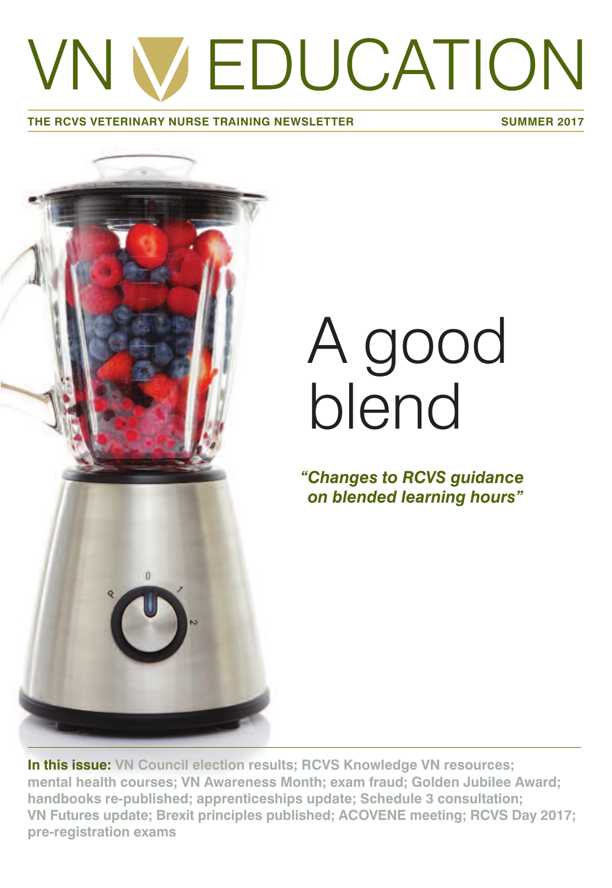# VN EDUCATION

**THE RCVS VETERINARY NURSE TRAINING NEWSLETTER** **SUMMER 2017**

# A good blend

***"Changes to RCVS guidance on blended learning hours"***

**In this issue:** VN Council election results; RCVS Knowledge VN resources; mental health courses; VN Awareness Month; exam fraud; Golden Jubilee Award; handbooks re-published; apprenticeships update; Schedule 3 consultation; VN Futures update; Brexit principles published; ACOVENE meeting; RCVS Day 2017; pre-registration exams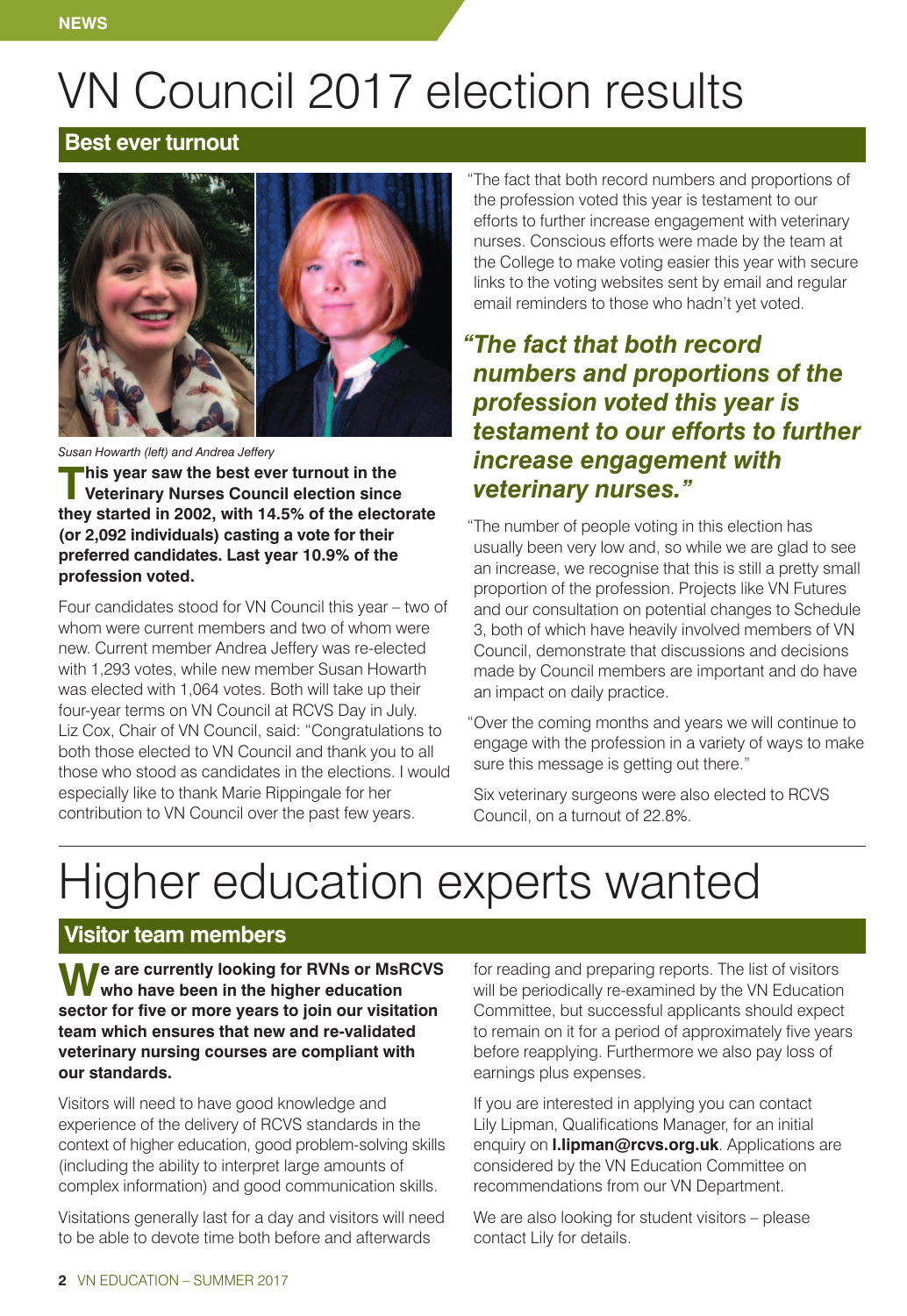NEWS

# VN Council 2017 election results

## Best ever turnout

Susan Howarth (left) and Andrea Jeffery

**This year saw the best ever turnout in the Veterinary Nurses Council election since they started in 2002, with 14.5% of the electorate (or 2,092 individuals) casting a vote for their preferred candidates. Last year 10.9% of the profession voted.**

Four candidates stood for VN Council this year – two of whom were current members and two of whom were new. Current member Andrea Jeffery was re-elected with 1,293 votes, while new member Susan Howarth was elected with 1,064 votes. Both will take up their four-year terms on VN Council at RCVS Day in July.

Liz Cox, Chair of VN Council, said: "Congratulations to both those elected to VN Council and thank you to all those who stood as candidates in the elections. I would especially like to thank Marie Rippingale for her contribution to VN Council over the past few years.

"The fact that both record numbers and proportions of the profession voted this year is testament to our efforts to further increase engagement with veterinary nurses. Conscious efforts were made by the team at the College to make voting easier this year with secure links to the voting websites sent by email and regular email reminders to those who hadn't yet voted.

> ***"The fact that both record numbers and proportions of the profession voted this year is testament to our efforts to further increase engagement with veterinary nurses."***

"The number of people voting in this election has usually been very low and, so while we are glad to see an increase, we recognise that this is still a pretty small proportion of the profession. Projects like VN Futures and our consultation on potential changes to Schedule 3, both of which have heavily involved members of VN Council, demonstrate that discussions and decisions made by Council members are important and do have an impact on daily practice.

"Over the coming months and years we will continue to engage with the profession in a variety of ways to make sure this message is getting out there."

Six veterinary surgeons were also elected to RCVS Council, on a turnout of 22.8%.

# Higher education experts wanted

## Visitor team members

**We are currently looking for RVNs or MsRCVS who have been in the higher education sector for five or more years to join our visitation team which ensures that new and re-validated veterinary nursing courses are compliant with our standards.**

Visitors will need to have good knowledge and experience of the delivery of RCVS standards in the context of higher education, good problem-solving skills (including the ability to interpret large amounts of complex information) and good communication skills.

Visitations generally last for a day and visitors will need to be able to devote time both before and afterwards for reading and preparing reports. The list of visitors will be periodically re-examined by the VN Education Committee, but successful applicants should expect to remain on it for a period of approximately five years before reapplying. Furthermore we also pay loss of earnings plus expenses.

If you are interested in applying you can contact Lily Lipman, Qualifications Manager, for an initial enquiry on **l.lipman@rcvs.org.uk**. Applications are considered by the VN Education Committee on recommendations from our VN Department.

We are also looking for student visitors – please contact Lily for details.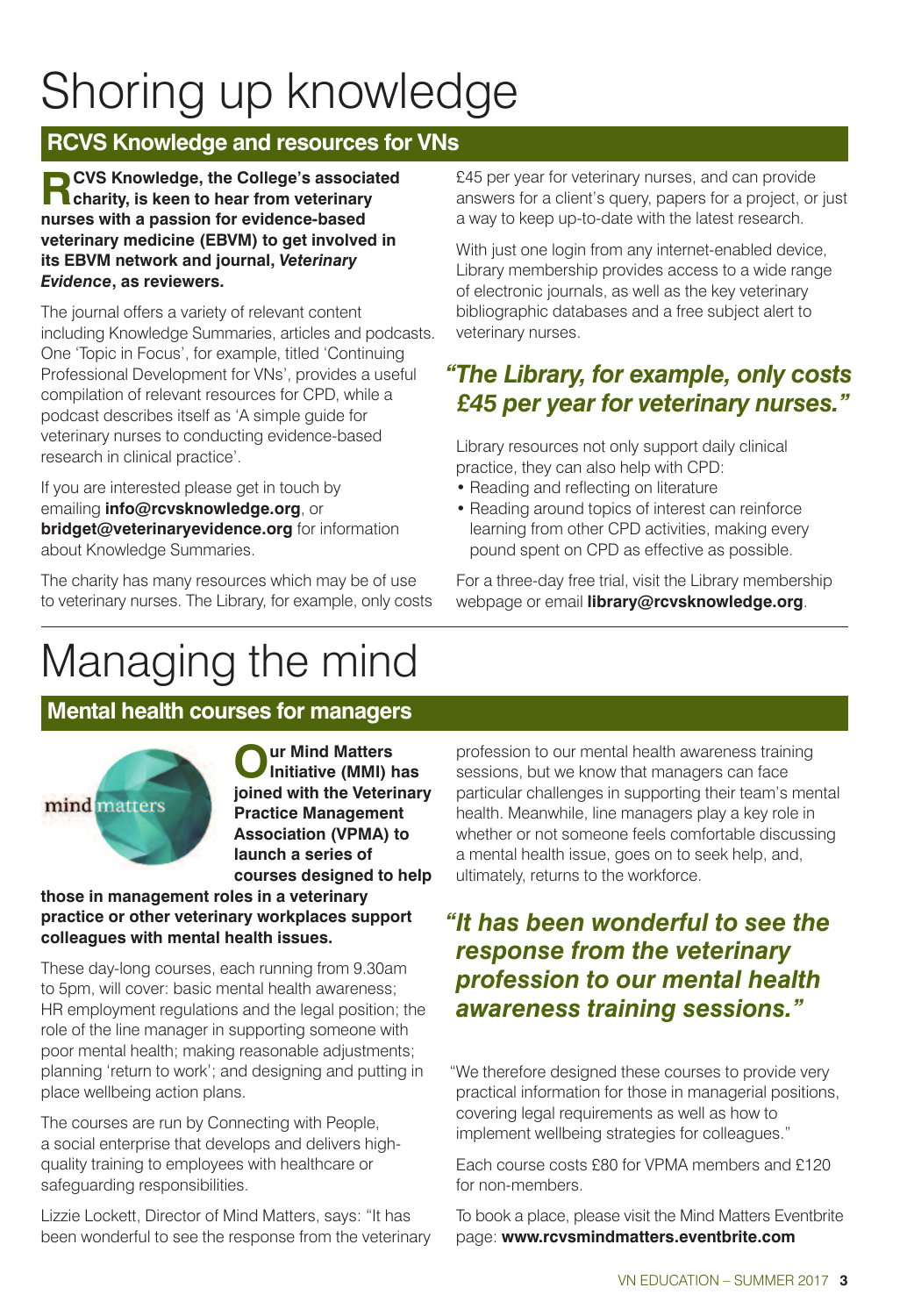# Shoring up knowledge

## RCVS Knowledge and resources for VNs

**RCVS Knowledge, the College's associated charity, is keen to hear from veterinary nurses with a passion for evidence-based veterinary medicine (EBVM) to get involved in its EBVM network and journal, *Veterinary Evidence*, as reviewers.**

The journal offers a variety of relevant content including Knowledge Summaries, articles and podcasts. One 'Topic in Focus', for example, titled 'Continuing Professional Development for VNs', provides a useful compilation of relevant resources for CPD, while a podcast describes itself as 'A simple guide for veterinary nurses to conducting evidence-based research in clinical practice'.

If you are interested please get in touch by emailing **info@rcvsknowledge.org**, or **bridget@veterinaryevidence.org** for information about Knowledge Summaries.

The charity has many resources which may be of use to veterinary nurses. The Library, for example, only costs £45 per year for veterinary nurses, and can provide answers for a client's query, papers for a project, or just a way to keep up-to-date with the latest research.

With just one login from any internet-enabled device, Library membership provides access to a wide range of electronic journals, as well as the key veterinary bibliographic databases and a free subject alert to veterinary nurses.

> ***"The Library, for example, only costs £45 per year for veterinary nurses."***

Library resources not only support daily clinical practice, they can also help with CPD:

- Reading and reflecting on literature
- Reading around topics of interest can reinforce learning from other CPD activities, making every pound spent on CPD as effective as possible.

For a three-day free trial, visit the Library membership webpage or email **library@rcvsknowledge.org**.

# Managing the mind

## Mental health courses for managers

**Our Mind Matters Initiative (MMI) has joined with the Veterinary Practice Management Association (VPMA) to launch a series of courses designed to help those in management roles in a veterinary practice or other veterinary workplaces support colleagues with mental health issues.**

These day-long courses, each running from 9.30am to 5pm, will cover: basic mental health awareness; HR employment regulations and the legal position; the role of the line manager in supporting someone with poor mental health; making reasonable adjustments; planning 'return to work'; and designing and putting in place wellbeing action plans.

The courses are run by Connecting with People, a social enterprise that develops and delivers high-quality training to employees with healthcare or safeguarding responsibilities.

Lizzie Lockett, Director of Mind Matters, says: "It has been wonderful to see the response from the veterinary profession to our mental health awareness training sessions, but we know that managers can face particular challenges in supporting their team's mental health. Meanwhile, line managers play a key role in whether or not someone feels comfortable discussing a mental health issue, goes on to seek help, and, ultimately, returns to the workforce.

> ***"It has been wonderful to see the response from the veterinary profession to our mental health awareness training sessions."***

"We therefore designed these courses to provide very practical information for those in managerial positions, covering legal requirements as well as how to implement wellbeing strategies for colleagues."

Each course costs £80 for VPMA members and £120 for non-members.

To book a place, please visit the Mind Matters Eventbrite page: **www.rcvsmindmatters.eventbrite.com**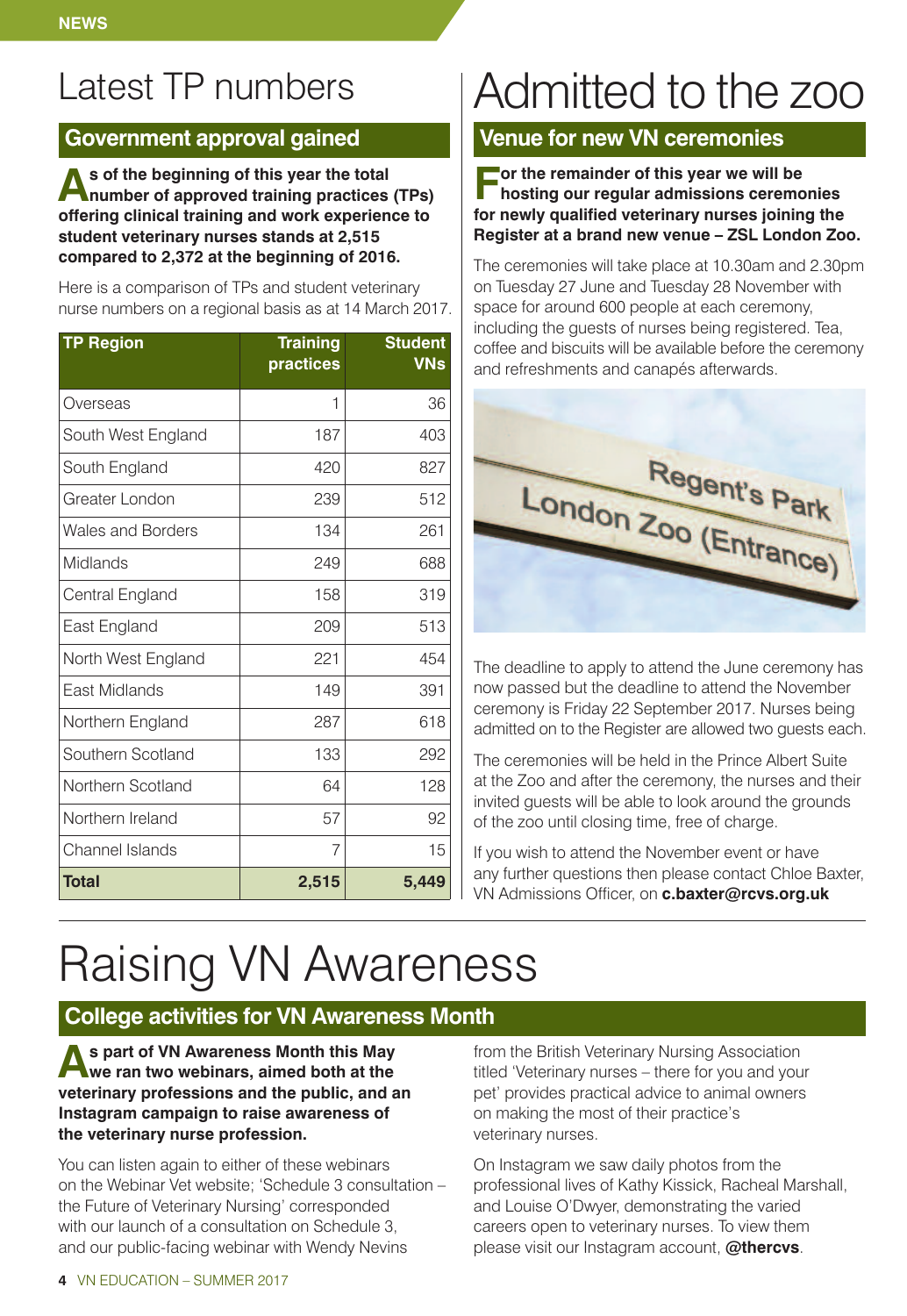# Latest TP numbers

## Government approval gained

**As of the beginning of this year the total number of approved training practices (TPs) offering clinical training and work experience to student veterinary nurses stands at 2,515 compared to 2,372 at the beginning of 2016.**

Here is a comparison of TPs and student veterinary nurse numbers on a regional basis as at 14 March 2017.

| TP Region | Training practices | Student VNs |
|---|---|---|
| Overseas | 1 | 36 |
| South West England | 187 | 403 |
| South England | 420 | 827 |
| Greater London | 239 | 512 |
| Wales and Borders | 134 | 261 |
| Midlands | 249 | 688 |
| Central England | 158 | 319 |
| East England | 209 | 513 |
| North West England | 221 | 454 |
| East Midlands | 149 | 391 |
| Northern England | 287 | 618 |
| Southern Scotland | 133 | 292 |
| Northern Scotland | 64 | 128 |
| Northern Ireland | 57 | 92 |
| Channel Islands | 7 | 15 |
| **Total** | **2,515** | **5,449** |

# Admitted to the zoo

## Venue for new VN ceremonies

**For the remainder of this year we will be hosting our regular admissions ceremonies for newly qualified veterinary nurses joining the Register at a brand new venue – ZSL London Zoo.**

The ceremonies will take place at 10.30am and 2.30pm on Tuesday 27 June and Tuesday 28 November with space for around 600 people at each ceremony, including the guests of nurses being registered. Tea, coffee and biscuits will be available before the ceremony and refreshments and canapés afterwards.

The deadline to apply to attend the June ceremony has now passed but the deadline to attend the November ceremony is Friday 22 September 2017. Nurses being admitted on to the Register are allowed two guests each.

The ceremonies will be held in the Prince Albert Suite at the Zoo and after the ceremony, the nurses and their invited guests will be able to look around the grounds of the zoo until closing time, free of charge.

If you wish to attend the November event or have any further questions then please contact Chloe Baxter, VN Admissions Officer, on **c.baxter@rcvs.org.uk**

# Raising VN Awareness

## College activities for VN Awareness Month

**As part of VN Awareness Month this May we ran two webinars, aimed both at the veterinary professions and the public, and an Instagram campaign to raise awareness of the veterinary nurse profession.**

You can listen again to either of these webinars on the Webinar Vet website; 'Schedule 3 consultation – the Future of Veterinary Nursing' corresponded with our launch of a consultation on Schedule 3, and our public-facing webinar with Wendy Nevins from the British Veterinary Nursing Association titled 'Veterinary nurses – there for you and your pet' provides practical advice to animal owners on making the most of their practice's veterinary nurses.

On Instagram we saw daily photos from the professional lives of Kathy Kissick, Racheal Marshall, and Louise O'Dwyer, demonstrating the varied careers open to veterinary nurses. To view them please visit our Instagram account, **@thercvs**.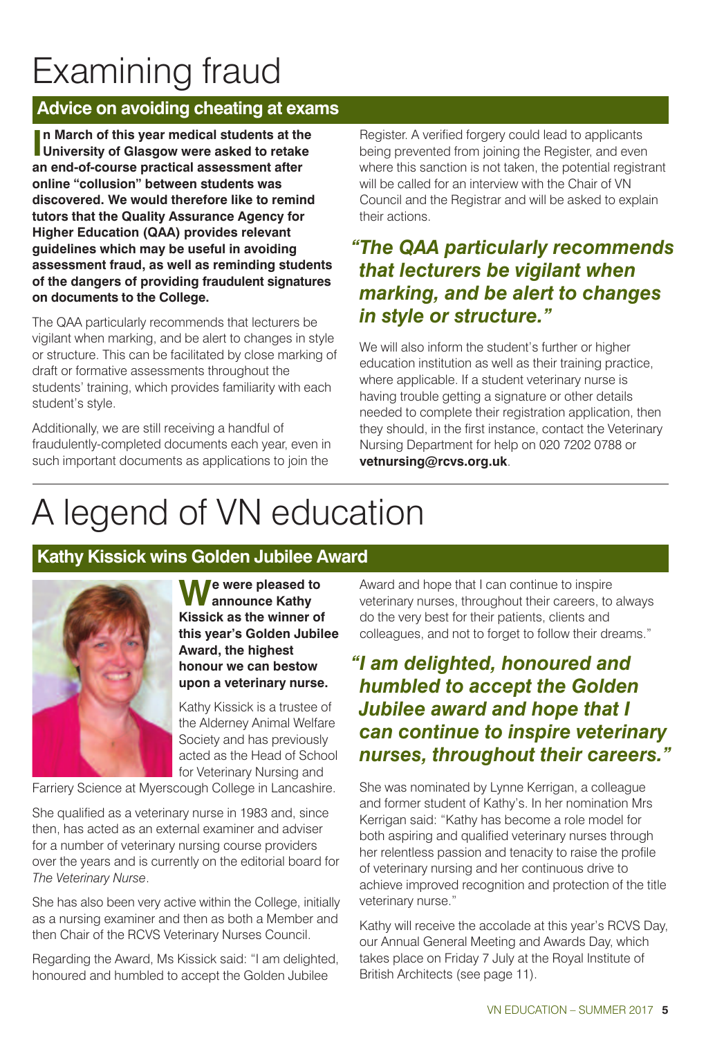# Examining fraud

## Advice on avoiding cheating at exams

**In March of this year medical students at the University of Glasgow were asked to retake an end-of-course practical assessment after online "collusion" between students was discovered. We would therefore like to remind tutors that the Quality Assurance Agency for Higher Education (QAA) provides relevant guidelines which may be useful in avoiding assessment fraud, as well as reminding students of the dangers of providing fraudulent signatures on documents to the College.**

The QAA particularly recommends that lecturers be vigilant when marking, and be alert to changes in style or structure. This can be facilitated by close marking of draft or formative assessments throughout the students' training, which provides familiarity with each student's style.

Additionally, we are still receiving a handful of fraudulently-completed documents each year, even in such important documents as applications to join the Register. A verified forgery could lead to applicants being prevented from joining the Register, and even where this sanction is not taken, the potential registrant will be called for an interview with the Chair of VN Council and the Registrar and will be asked to explain their actions.

> ***"The QAA particularly recommends that lecturers be vigilant when marking, and be alert to changes in style or structure."***

We will also inform the student's further or higher education institution as well as their training practice, where applicable. If a student veterinary nurse is having trouble getting a signature or other details needed to complete their registration application, then they should, in the first instance, contact the Veterinary Nursing Department for help on 020 7202 0788 or **vetnursing@rcvs.org.uk**.

# A legend of VN education

## Kathy Kissick wins Golden Jubilee Award

**We were pleased to announce Kathy Kissick as the winner of this year's Golden Jubilee Award, the highest honour we can bestow upon a veterinary nurse.**

Kathy Kissick is a trustee of the Alderney Animal Welfare Society and has previously acted as the Head of School for Veterinary Nursing and Farriery Science at Myerscough College in Lancashire.

She qualified as a veterinary nurse in 1983 and, since then, has acted as an external examiner and adviser for a number of veterinary nursing course providers over the years and is currently on the editorial board for *The Veterinary Nurse*.

She has also been very active within the College, initially as a nursing examiner and then as both a Member and then Chair of the RCVS Veterinary Nurses Council.

Regarding the Award, Ms Kissick said: "I am delighted, honoured and humbled to accept the Golden Jubilee Award and hope that I can continue to inspire veterinary nurses, throughout their careers, to always do the very best for their patients, clients and colleagues, and not to forget to follow their dreams."

> ***"I am delighted, honoured and humbled to accept the Golden Jubilee award and hope that I can continue to inspire veterinary nurses, throughout their careers."***

She was nominated by Lynne Kerrigan, a colleague and former student of Kathy's. In her nomination Mrs Kerrigan said: "Kathy has become a role model for both aspiring and qualified veterinary nurses through her relentless passion and tenacity to raise the profile of veterinary nursing and her continuous drive to achieve improved recognition and protection of the title veterinary nurse."

Kathy will receive the accolade at this year's RCVS Day, our Annual General Meeting and Awards Day, which takes place on Friday 7 July at the Royal Institute of British Architects (see page 11).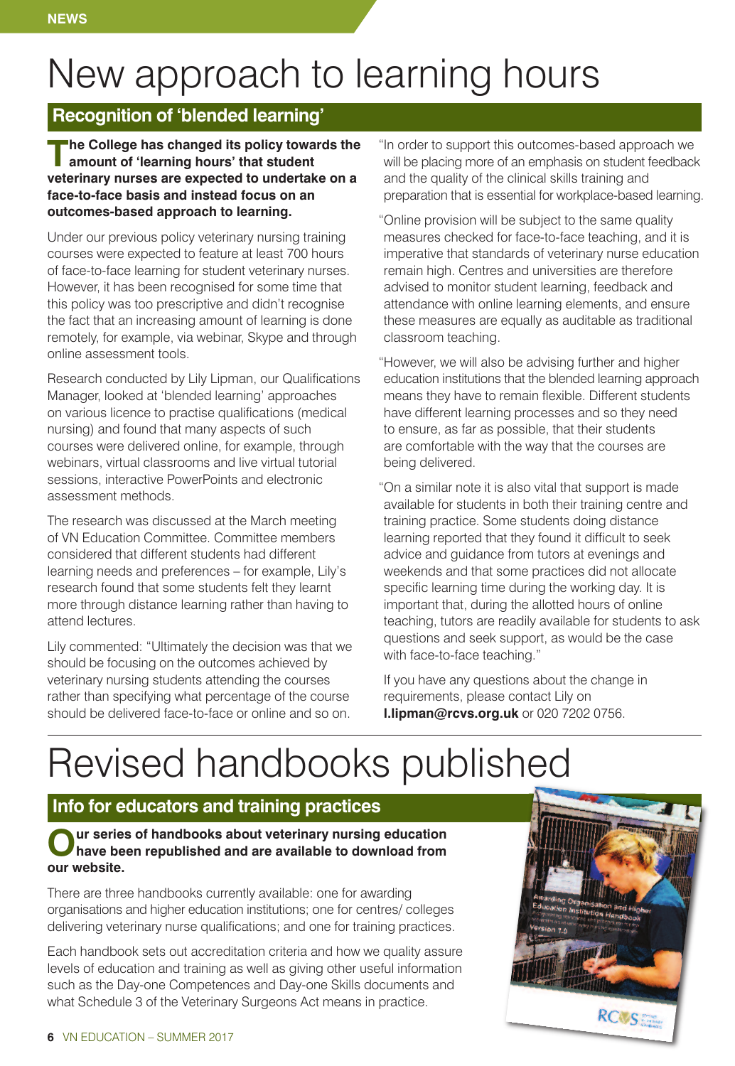NEWS

# New approach to learning hours

## Recognition of 'blended learning'

**The College has changed its policy towards the amount of 'learning hours' that student veterinary nurses are expected to undertake on a face-to-face basis and instead focus on an outcomes-based approach to learning.**

Under our previous policy veterinary nursing training courses were expected to feature at least 700 hours of face-to-face learning for student veterinary nurses. However, it has been recognised for some time that this policy was too prescriptive and didn't recognise the fact that an increasing amount of learning is done remotely, for example, via webinar, Skype and through online assessment tools.

Research conducted by Lily Lipman, our Qualifications Manager, looked at 'blended learning' approaches on various licence to practise qualifications (medical nursing) and found that many aspects of such courses were delivered online, for example, through webinars, virtual classrooms and live virtual tutorial sessions, interactive PowerPoints and electronic assessment methods.

The research was discussed at the March meeting of VN Education Committee. Committee members considered that different students had different learning needs and preferences – for example, Lily's research found that some students felt they learnt more through distance learning rather than having to attend lectures.

Lily commented: "Ultimately the decision was that we should be focusing on the outcomes achieved by veterinary nursing students attending the courses rather than specifying what percentage of the course should be delivered face-to-face or online and so on.

"In order to support this outcomes-based approach we will be placing more of an emphasis on student feedback and the quality of the clinical skills training and preparation that is essential for workplace-based learning.

"Online provision will be subject to the same quality measures checked for face-to-face teaching, and it is imperative that standards of veterinary nurse education remain high. Centres and universities are therefore advised to monitor student learning, feedback and attendance with online learning elements, and ensure these measures are equally as auditable as traditional classroom teaching.

"However, we will also be advising further and higher education institutions that the blended learning approach means they have to remain flexible. Different students have different learning processes and so they need to ensure, as far as possible, that their students are comfortable with the way that the courses are being delivered.

"On a similar note it is also vital that support is made available for students in both their training centre and training practice. Some students doing distance learning reported that they found it difficult to seek advice and guidance from tutors at evenings and weekends and that some practices did not allocate specific learning time during the working day. It is important that, during the allotted hours of online teaching, tutors are readily available for students to ask questions and seek support, as would be the case with face-to-face teaching."

If you have any questions about the change in requirements, please contact Lily on **l.lipman@rcvs.org.uk** or 020 7202 0756.

# Revised handbooks published

## Info for educators and training practices

**Our series of handbooks about veterinary nursing education have been republished and are available to download from our website.**

There are three handbooks currently available: one for awarding organisations and higher education institutions; one for centres/ colleges delivering veterinary nurse qualifications; and one for training practices.

Each handbook sets out accreditation criteria and how we quality assure levels of education and training as well as giving other useful information such as the Day-one Competences and Day-one Skills documents and what Schedule 3 of the Veterinary Surgeons Act means in practice.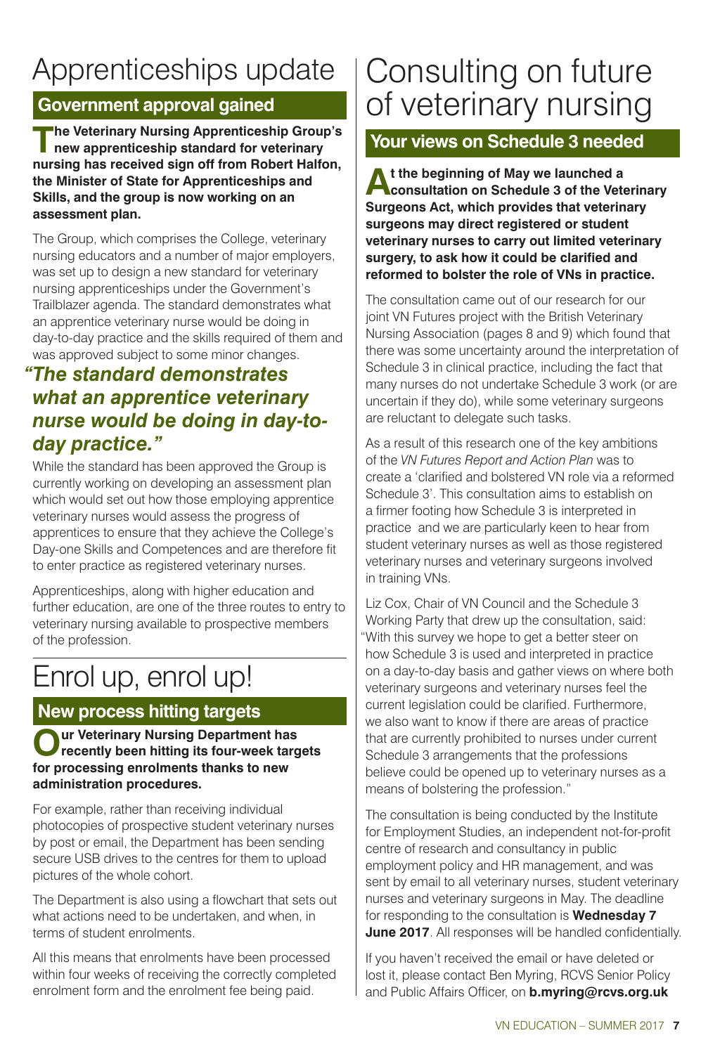# Apprenticeships update

## Government approval gained

**The Veterinary Nursing Apprenticeship Group's new apprenticeship standard for veterinary nursing has received sign off from Robert Halfon, the Minister of State for Apprenticeships and Skills, and the group is now working on an assessment plan.**

The Group, which comprises the College, veterinary nursing educators and a number of major employers, was set up to design a new standard for veterinary nursing apprenticeships under the Government's Trailblazer agenda. The standard demonstrates what an apprentice veterinary nurse would be doing in day-to-day practice and the skills required of them and was approved subject to some minor changes.

> ***"The standard demonstrates what an apprentice veterinary nurse would be doing in day-to-day practice."***

While the standard has been approved the Group is currently working on developing an assessment plan which would set out how those employing apprentice veterinary nurses would assess the progress of apprentices to ensure that they achieve the College's Day-one Skills and Competences and are therefore fit to enter practice as registered veterinary nurses.

Apprenticeships, along with higher education and further education, are one of the three routes to entry to veterinary nursing available to prospective members of the profession.

# Enrol up, enrol up!

## New process hitting targets

**Our Veterinary Nursing Department has recently been hitting its four-week targets for processing enrolments thanks to new administration procedures.**

For example, rather than receiving individual photocopies of prospective student veterinary nurses by post or email, the Department has been sending secure USB drives to the centres for them to upload pictures of the whole cohort.

The Department is also using a flowchart that sets out what actions need to be undertaken, and when, in terms of student enrolments.

All this means that enrolments have been processed within four weeks of receiving the correctly completed enrolment form and the enrolment fee being paid.

# Consulting on future of veterinary nursing

## Your views on Schedule 3 needed

**At the beginning of May we launched a consultation on Schedule 3 of the Veterinary Surgeons Act, which provides that veterinary surgeons may direct registered or student veterinary nurses to carry out limited veterinary surgery, to ask how it could be clarified and reformed to bolster the role of VNs in practice.**

The consultation came out of our research for our joint VN Futures project with the British Veterinary Nursing Association (pages 8 and 9) which found that there was some uncertainty around the interpretation of Schedule 3 in clinical practice, including the fact that many nurses do not undertake Schedule 3 work (or are uncertain if they do), while some veterinary surgeons are reluctant to delegate such tasks.

As a result of this research one of the key ambitions of the *VN Futures Report and Action Plan* was to create a 'clarified and bolstered VN role via a reformed Schedule 3'. This consultation aims to establish on a firmer footing how Schedule 3 is interpreted in practice and we are particularly keen to hear from student veterinary nurses as well as those registered veterinary nurses and veterinary surgeons involved in training VNs.

Liz Cox, Chair of VN Council and the Schedule 3 Working Party that drew up the consultation, said: "With this survey we hope to get a better steer on how Schedule 3 is used and interpreted in practice on a day-to-day basis and gather views on where both veterinary surgeons and veterinary nurses feel the current legislation could be clarified. Furthermore, we also want to know if there are areas of practice that are currently prohibited to nurses under current Schedule 3 arrangements that the professions believe could be opened up to veterinary nurses as a means of bolstering the profession."

The consultation is being conducted by the Institute for Employment Studies, an independent not-for-profit centre of research and consultancy in public employment policy and HR management, and was sent by email to all veterinary nurses, student veterinary nurses and veterinary surgeons in May. The deadline for responding to the consultation is **Wednesday 7 June 2017**. All responses will be handled confidentially.

If you haven't received the email or have deleted or lost it, please contact Ben Myring, RCVS Senior Policy and Public Affairs Officer, on **b.myring@rcvs.org.uk**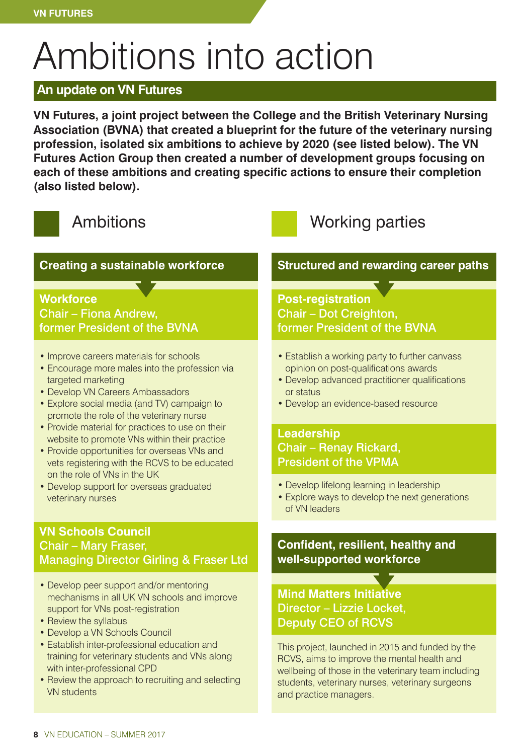VN FUTURES

# Ambitions into action

## An update on VN Futures

**VN Futures, a joint project between the College and the British Veterinary Nursing Association (BVNA) that created a blueprint for the future of the veterinary nursing profession, isolated six ambitions to achieve by 2020 (see listed below). The VN Futures Action Group then created a number of development groups focusing on each of these ambitions and creating specific actions to ensure their completion (also listed below).**

Ambitions

Working parties

### Creating a sustainable workforce

#### Workforce
**Chair – Fiona Andrew, former President of the BVNA**

- Improve careers materials for schools
- Encourage more males into the profession via targeted marketing
- Develop VN Careers Ambassadors
- Explore social media (and TV) campaign to promote the role of the veterinary nurse
- Provide material for practices to use on their website to promote VNs within their practice
- Provide opportunities for overseas VNs and vets registering with the RCVS to be educated on the role of VNs in the UK
- Develop support for overseas graduated veterinary nurses

#### VN Schools Council
**Chair – Mary Fraser, Managing Director Girling & Fraser Ltd**

- Develop peer support and/or mentoring mechanisms in all UK VN schools and improve support for VNs post-registration
- Review the syllabus
- Develop a VN Schools Council
- Establish inter-professional education and training for veterinary students and VNs along with inter-professional CPD
- Review the approach to recruiting and selecting VN students

### Structured and rewarding career paths

#### Post-registration
**Chair – Dot Creighton, former President of the BVNA**

- Establish a working party to further canvass opinion on post-qualifications awards
- Develop advanced practitioner qualifications or status
- Develop an evidence-based resource

#### Leadership
**Chair – Renay Rickard, President of the VPMA**

- Develop lifelong learning in leadership
- Explore ways to develop the next generations of VN leaders

### Confident, resilient, healthy and well-supported workforce

#### Mind Matters Initiative
**Director – Lizzie Locket, Deputy CEO of RCVS**

This project, launched in 2015 and funded by the RCVS, aims to improve the mental health and wellbeing of those in the veterinary team including students, veterinary nurses, veterinary surgeons and practice managers.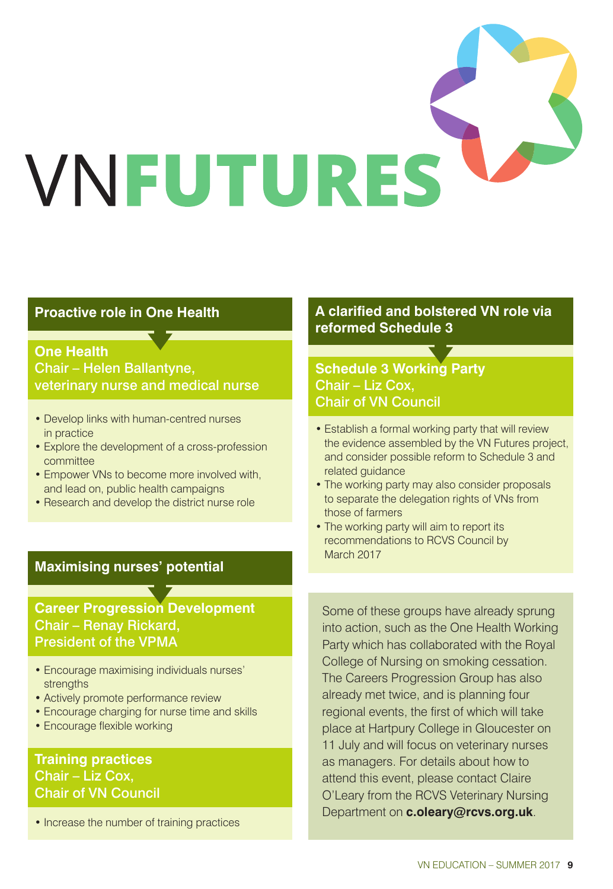# VNFUTURES

## Proactive role in One Health

### One Health

Chair – Helen Ballantyne, veterinary nurse and medical nurse

- Develop links with human-centred nurses in practice
- Explore the development of a cross-profession committee
- Empower VNs to become more involved with, and lead on, public health campaigns
- Research and develop the district nurse role

## Maximising nurses' potential

### Career Progression Development

Chair – Renay Rickard, President of the VPMA

- Encourage maximising individuals nurses' strengths
- Actively promote performance review
- Encourage charging for nurse time and skills
- Encourage flexible working

### Training practices

Chair – Liz Cox, Chair of VN Council

- Increase the number of training practices

## A clarified and bolstered VN role via reformed Schedule 3

### Schedule 3 Working Party

Chair – Liz Cox, Chair of VN Council

- Establish a formal working party that will review the evidence assembled by the VN Futures project, and consider possible reform to Schedule 3 and related guidance
- The working party may also consider proposals to separate the delegation rights of VNs from those of farmers
- The working party will aim to report its recommendations to RCVS Council by March 2017

Some of these groups have already sprung into action, such as the One Health Working Party which has collaborated with the Royal College of Nursing on smoking cessation. The Careers Progression Group has also already met twice, and is planning four regional events, the first of which will take place at Hartpury College in Gloucester on 11 July and will focus on veterinary nurses as managers. For details about how to attend this event, please contact Claire O'Leary from the RCVS Veterinary Nursing Department on **c.oleary@rcvs.org.uk**.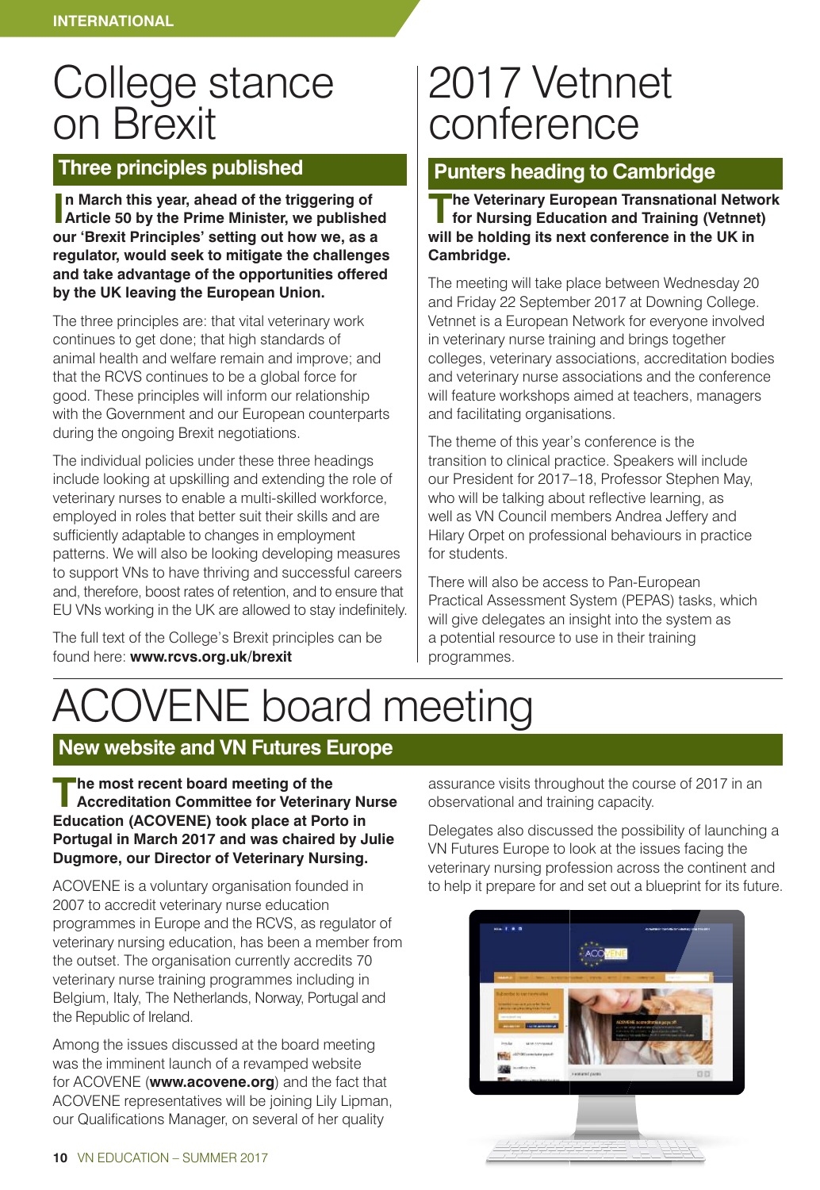# College stance on Brexit

## Three principles published

**In March this year, ahead of the triggering of Article 50 by the Prime Minister, we published our 'Brexit Principles' setting out how we, as a regulator, would seek to mitigate the challenges and take advantage of the opportunities offered by the UK leaving the European Union.**

The three principles are: that vital veterinary work continues to get done; that high standards of animal health and welfare remain and improve; and that the RCVS continues to be a global force for good. These principles will inform our relationship with the Government and our European counterparts during the ongoing Brexit negotiations.

The individual policies under these three headings include looking at upskilling and extending the role of veterinary nurses to enable a multi-skilled workforce, employed in roles that better suit their skills and are sufficiently adaptable to changes in employment patterns. We will also be looking developing measures to support VNs to have thriving and successful careers and, therefore, boost rates of retention, and to ensure that EU VNs working in the UK are allowed to stay indefinitely.

The full text of the College's Brexit principles can be found here: **www.rcvs.org.uk/brexit**

# 2017 Vetnet conference

## Punters heading to Cambridge

**The Veterinary European Transnational Network for Nursing Education and Training (Vetnet) will be holding its next conference in the UK in Cambridge.**

The meeting will take place between Wednesday 20 and Friday 22 September 2017 at Downing College. Vetnet is a European Network for everyone involved in veterinary nurse training and brings together colleges, veterinary associations, accreditation bodies and veterinary nurse associations and the conference will feature workshops aimed at teachers, managers and facilitating organisations.

The theme of this year's conference is the transition to clinical practice. Speakers will include our President for 2017–18, Professor Stephen May, who will be talking about reflective learning, as well as VN Council members Andrea Jeffery and Hilary Orpet on professional behaviours in practice for students.

There will also be access to Pan-European Practical Assessment System (PEPAS) tasks, which will give delegates an insight into the system as a potential resource to use in their training programmes.

# ACOVENE board meeting

## New website and VN Futures Europe

**The most recent board meeting of the Accreditation Committee for Veterinary Nurse Education (ACOVENE) took place at Porto in Portugal in March 2017 and was chaired by Julie Dugmore, our Director of Veterinary Nursing.**

ACOVENE is a voluntary organisation founded in 2007 to accredit veterinary nurse education programmes in Europe and the RCVS, as regulator of veterinary nursing education, has been a member from the outset. The organisation currently accredits 70 veterinary nurse training programmes including in Belgium, Italy, The Netherlands, Norway, Portugal and the Republic of Ireland.

Among the issues discussed at the board meeting was the imminent launch of a revamped website for ACOVENE (**www.acovene.org**) and the fact that ACOVENE representatives will be joining Lily Lipman, our Qualifications Manager, on several of her quality assurance visits throughout the course of 2017 in an observational and training capacity.

Delegates also discussed the possibility of launching a VN Futures Europe to look at the issues facing the veterinary nursing profession across the continent and to help it prepare for and set out a blueprint for its future.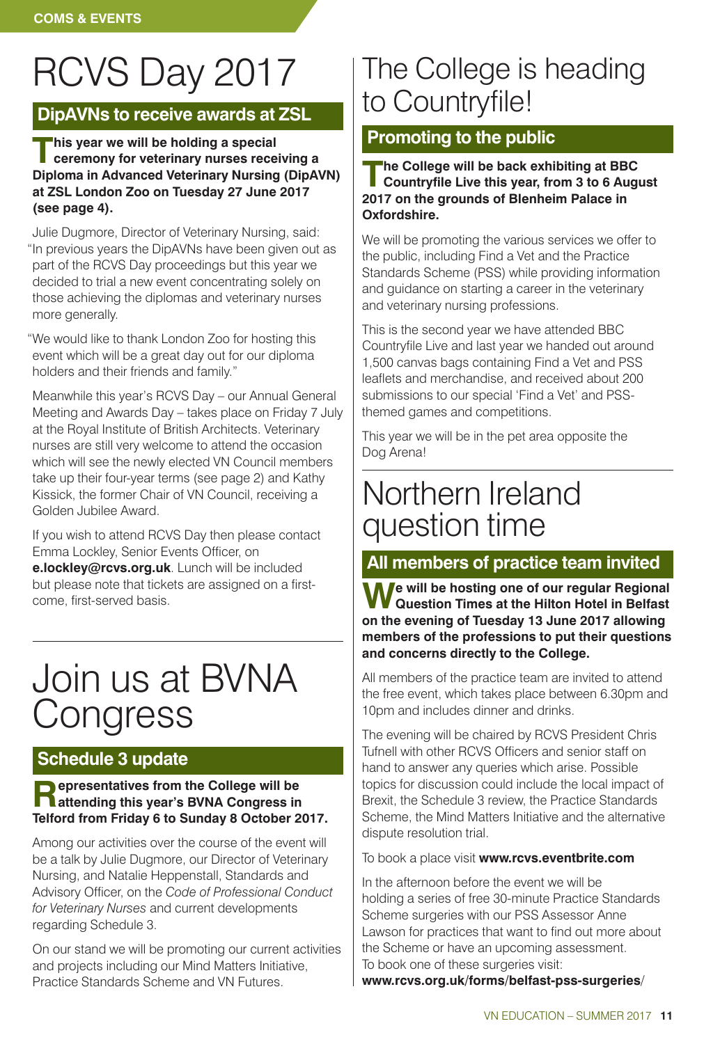# RCVS Day 2017

## DipAVNs to receive awards at ZSL

**This year we will be holding a special ceremony for veterinary nurses receiving a Diploma in Advanced Veterinary Nursing (DipAVN) at ZSL London Zoo on Tuesday 27 June 2017 (see page 4).**

Julie Dugmore, Director of Veterinary Nursing, said: "In previous years the DipAVNs have been given out as part of the RCVS Day proceedings but this year we decided to trial a new event concentrating solely on those achieving the diplomas and veterinary nurses more generally.

"We would like to thank London Zoo for hosting this event which will be a great day out for our diploma holders and their friends and family."

Meanwhile this year's RCVS Day – our Annual General Meeting and Awards Day – takes place on Friday 7 July at the Royal Institute of British Architects. Veterinary nurses are still very welcome to attend the occasion which will see the newly elected VN Council members take up their four-year terms (see page 2) and Kathy Kissick, the former Chair of VN Council, receiving a Golden Jubilee Award.

If you wish to attend RCVS Day then please contact Emma Lockley, Senior Events Officer, on **e.lockley@rcvs.org.uk**. Lunch will be included but please note that tickets are assigned on a first-come, first-served basis.

# Join us at BVNA Congress

## Schedule 3 update

**Representatives from the College will be attending this year's BVNA Congress in Telford from Friday 6 to Sunday 8 October 2017.**

Among our activities over the course of the event will be a talk by Julie Dugmore, our Director of Veterinary Nursing, and Natalie Heppenstall, Standards and Advisory Officer, on the *Code of Professional Conduct for Veterinary Nurses* and current developments regarding Schedule 3.

On our stand we will be promoting our current activities and projects including our Mind Matters Initiative, Practice Standards Scheme and VN Futures.

# The College is heading to Countryfile!

## Promoting to the public

**The College will be back exhibiting at BBC Countryfile Live this year, from 3 to 6 August 2017 on the grounds of Blenheim Palace in Oxfordshire.**

We will be promoting the various services we offer to the public, including Find a Vet and the Practice Standards Scheme (PSS) while providing information and guidance on starting a career in the veterinary and veterinary nursing professions.

This is the second year we have attended BBC Countryfile Live and last year we handed out around 1,500 canvas bags containing Find a Vet and PSS leaflets and merchandise, and received about 200 submissions to our special 'Find a Vet' and PSS-themed games and competitions.

This year we will be in the pet area opposite the Dog Arena!

# Northern Ireland question time

## All members of practice team invited

**We will be hosting one of our regular Regional Question Times at the Hilton Hotel in Belfast on the evening of Tuesday 13 June 2017 allowing members of the professions to put their questions and concerns directly to the College.**

All members of the practice team are invited to attend the free event, which takes place between 6.30pm and 10pm and includes dinner and drinks.

The evening will be chaired by RCVS President Chris Tufnell with other RCVS Officers and senior staff on hand to answer any queries which arise. Possible topics for discussion could include the local impact of Brexit, the Schedule 3 review, the Practice Standards Scheme, the Mind Matters Initiative and the alternative dispute resolution trial.

To book a place visit **www.rcvs.eventbrite.com**

In the afternoon before the event we will be holding a series of free 30-minute Practice Standards Scheme surgeries with our PSS Assessor Anne Lawson for practices that want to find out more about the Scheme or have an upcoming assessment. To book one of these surgeries visit: **www.rcvs.org.uk/forms/belfast-pss-surgeries/**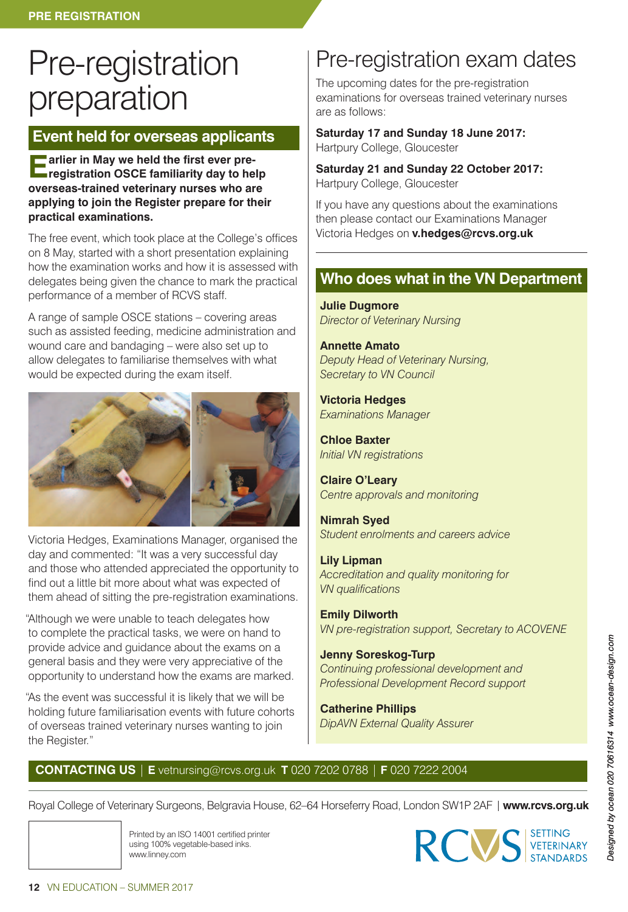# Pre-registration preparation

## Event held for overseas applicants

**Earlier in May we held the first ever pre-registration OSCE familiarity day to help overseas-trained veterinary nurses who are applying to join the Register prepare for their practical examinations.**

The free event, which took place at the College's offices on 8 May, started with a short presentation explaining how the examination works and how it is assessed with delegates being given the chance to mark the practical performance of a member of RCVS staff.

A range of sample OSCE stations – covering areas such as assisted feeding, medicine administration and wound care and bandaging – were also set up to allow delegates to familiarise themselves with what would be expected during the exam itself.

Victoria Hedges, Examinations Manager, organised the day and commented: "It was a very successful day and those who attended appreciated the opportunity to find out a little bit more about what was expected of them ahead of sitting the pre-registration examinations.

"Although we were unable to teach delegates how to complete the practical tasks, we were on hand to provide advice and guidance about the exams on a general basis and they were very appreciative of the opportunity to understand how the exams are marked.

"As the event was successful it is likely that we will be holding future familiarisation events with future cohorts of overseas trained veterinary nurses wanting to join the Register."

# Pre-registration exam dates

The upcoming dates for the pre-registration examinations for overseas trained veterinary nurses are as follows:

**Saturday 17 and Sunday 18 June 2017:**
Hartpury College, Gloucester

**Saturday 21 and Sunday 22 October 2017:**
Hartpury College, Gloucester

If you have any questions about the examinations then please contact our Examinations Manager Victoria Hedges on **v.hedges@rcvs.org.uk**

## Who does what in the VN Department

**Julie Dugmore**
*Director of Veterinary Nursing*

**Annette Amato**
*Deputy Head of Veterinary Nursing, Secretary to VN Council*

**Victoria Hedges**
*Examinations Manager*

**Chloe Baxter**
*Initial VN registrations*

**Claire O'Leary**
*Centre approvals and monitoring*

**Nimrah Syed**
*Student enrolments and careers advice*

**Lily Lipman**
*Accreditation and quality monitoring for VN qualifications*

**Emily Dilworth**
*VN pre-registration support, Secretary to ACOVENE*

**Jenny Soreskog-Turp**
*Continuing professional development and Professional Development Record support*

**Catherine Phillips**
*DipAVN External Quality Assurer*

**CONTACTING US** | **E** vetnursing@rcvs.org.uk **T** 020 7202 0788 | **F** 020 7222 2004

Royal College of Veterinary Surgeons, Belgravia House, 62–64 Horseferry Road, London SW1P 2AF | **www.rcvs.org.uk**

Printed by an ISO 14001 certified printer using 100% vegetable-based inks. www.linney.com

RCVS SETTING VETERINARY STANDARDS

Designed by ocean 020 70616314 www.ocean-design.com